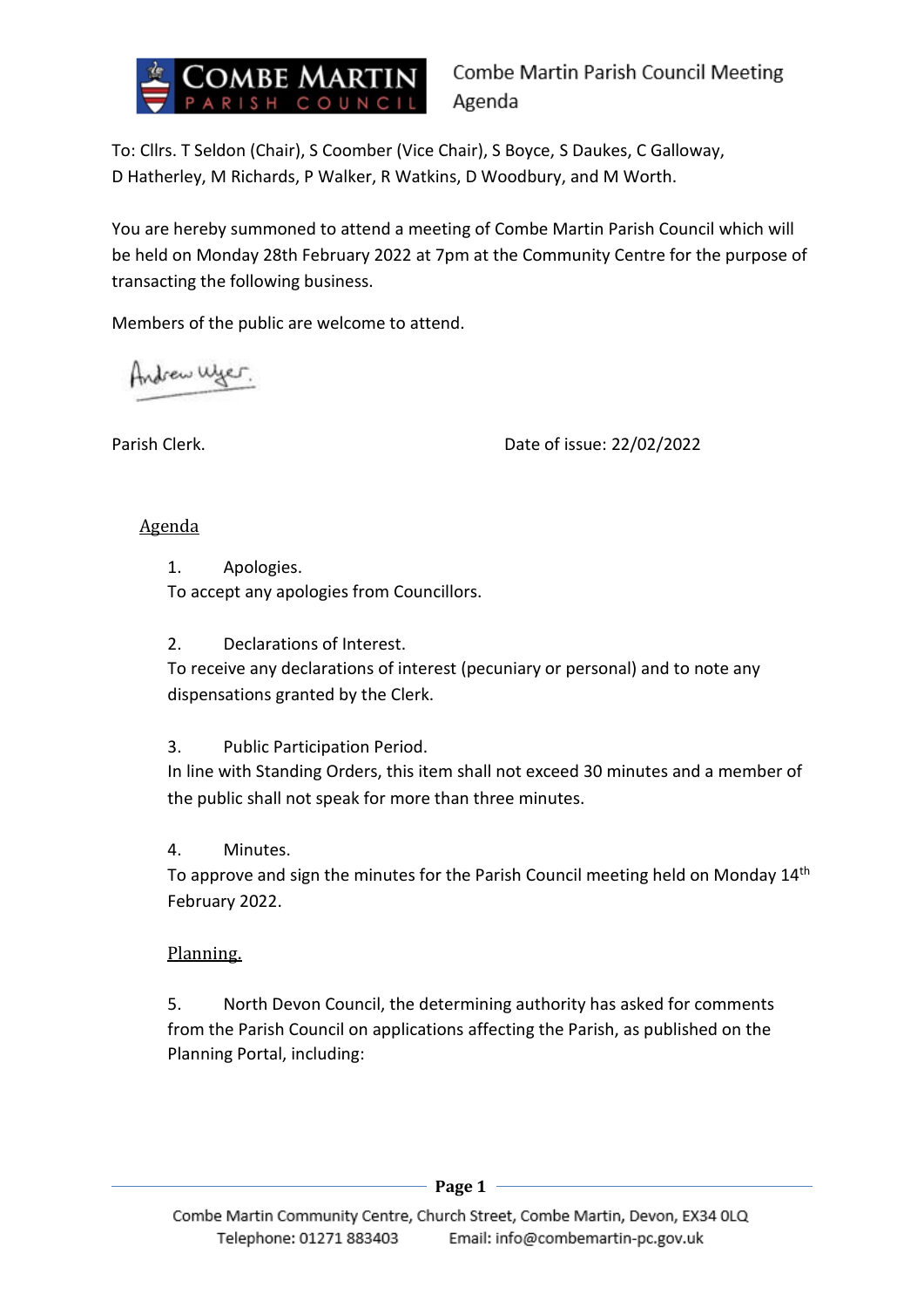Combe Martin Parish Council Meeting
Agenda

To: Cllrs. T Seldon (Chair), S Coomber (Vice Chair), S Boyce, S Daukes, C Galloway, D Hatherley, M Richards, P Walker, R Watkins, D Woodbury, and M Worth.

You are hereby summoned to attend a meeting of Combe Martin Parish Council which will be held on Monday 28th February 2022 at 7pm at the Community Centre for the purpose of transacting the following business.

Members of the public are welcome to attend.

Andrew Wyer.

Parish Clerk.

Date of issue: 22/02/2022

## Agenda

1. Apologies.
To accept any apologies from Councillors.

2. Declarations of Interest.
To receive any declarations of interest (pecuniary or personal) and to note any dispensations granted by the Clerk.

3. Public Participation Period.
In line with Standing Orders, this item shall not exceed 30 minutes and a member of the public shall not speak for more than three minutes.

4. Minutes.
To approve and sign the minutes for the Parish Council meeting held on Monday 14th February 2022.

### Planning.

5. North Devon Council, the determining authority has asked for comments from the Parish Council on applications affecting the Parish, as published on the Planning Portal, including: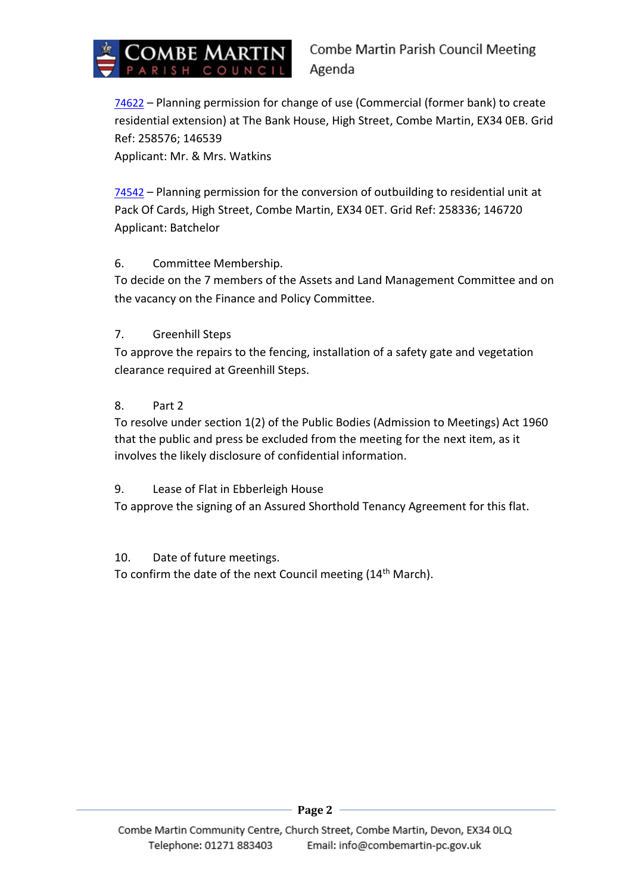74622 – Planning permission for change of use (Commercial (former bank) to create residential extension) at The Bank House, High Street, Combe Martin, EX34 0EB. Grid Ref: 258576; 146539
Applicant: Mr. & Mrs. Watkins

74542 – Planning permission for the conversion of outbuilding to residential unit at Pack Of Cards, High Street, Combe Martin, EX34 0ET. Grid Ref: 258336; 146720
Applicant: Batchelor

6. Committee Membership.
To decide on the 7 members of the Assets and Land Management Committee and on the vacancy on the Finance and Policy Committee.

7. Greenhill Steps
To approve the repairs to the fencing, installation of a safety gate and vegetation clearance required at Greenhill Steps.

8. Part 2
To resolve under section 1(2) of the Public Bodies (Admission to Meetings) Act 1960 that the public and press be excluded from the meeting for the next item, as it involves the likely disclosure of confidential information.

9. Lease of Flat in Ebberleigh House
To approve the signing of an Assured Shorthold Tenancy Agreement for this flat.

10. Date of future meetings.
To confirm the date of the next Council meeting (14th March).